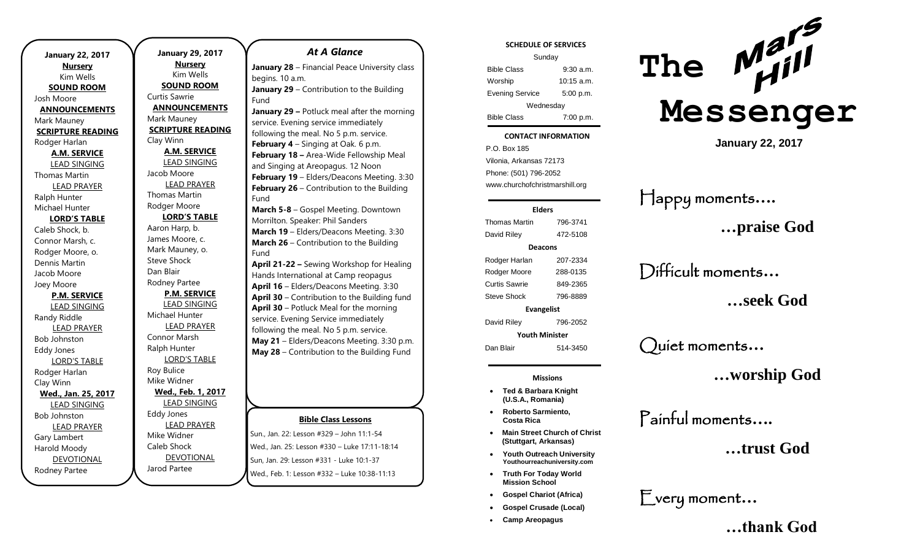**January 22, 2017**

**Nursery**
Kim Wells

**SOUND ROOM**
Josh Moore

**ANNOUNCEMENTS**
Mark Mauney

**SCRIPTURE READING**
Rodger Harlan

**A.M. SERVICE**

LEAD SINGING
Thomas Martin

LEAD PRAYER
Ralph Hunter
Michael Hunter

**LORD'S TABLE**
Caleb Shock, b.
Connor Marsh, c.
Rodger Moore, o.
Dennis Martin
Jacob Moore
Joey Moore

**P.M. SERVICE**

LEAD SINGING
Randy Riddle

LEAD PRAYER
Bob Johnston
Eddy Jones

LORD'S TABLE
Rodger Harlan
Clay Winn

**Wed., Jan. 25, 2017**

LEAD SINGING
Bob Johnston

LEAD PRAYER
Gary Lambert
Harold Moody

DEVOTIONAL
Rodney Partee

**January 29, 2017**

**Nursery**
Kim Wells

**SOUND ROOM**
Curtis Sawrie

**ANNOUNCEMENTS**
Mark Mauney

**SCRIPTURE READING**
Clay Winn

**A.M. SERVICE**

LEAD SINGING
Jacob Moore

LEAD PRAYER
Thomas Martin
Rodger Moore

**LORD'S TABLE**
Aaron Harp, b.
James Moore, c.
Mark Mauney, o.
Steve Shock
Dan Blair
Rodney Partee

**P.M. SERVICE**

LEAD SINGING
Michael Hunter

LEAD PRAYER
Connor Marsh
Ralph Hunter

LORD'S TABLE
Roy Bulice
Mike Widner

**Wed., Feb. 1, 2017**

LEAD SINGING
Eddy Jones

LEAD PRAYER
Mike Widner
Caleb Shock

DEVOTIONAL
Jarod Partee

## *At A Glance*

**January 28** – Financial Peace University class begins. 10 a.m.
**January 29** – Contribution to the Building Fund
**January 29 –** Potluck meal after the morning service. Evening service immediately following the meal. No 5 p.m. service.
**February 4** – Singing at Oak. 6 p.m.
**February 18 –** Area-Wide Fellowship Meal and Singing at Areopagus. 12 Noon
**February 19** – Elders/Deacons Meeting. 3:30
**February 26** – Contribution to the Building Fund
**March 5-8** – Gospel Meeting. Downtown Morrilton. Speaker: Phil Sanders
**March 19** – Elders/Deacons Meeting. 3:30
**March 26** – Contribution to the Building Fund
**April 21-22 –** Sewing Workshop for Healing Hands International at Camp reopagus
**April 16** – Elders/Deacons Meeting. 3:30
**April 30** – Contribution to the Building fund
**April 30** – Potluck Meal for the morning service. Evening Service immediately following the meal. No 5 p.m. service.
**May 21** – Elders/Deacons Meeting. 3:30 p.m.
**May 28** – Contribution to the Building Fund

### Bible Class Lessons

Sun., Jan. 22: Lesson #329 – John 11:1-54
Wed., Jan. 25: Lesson #330 – Luke 17:11-18:14
Sun, Jan. 29: Lesson #331 - Luke 10:1-37
Wed., Feb. 1: Lesson #332 – Luke 10:38-11:13

### SCHEDULE OF SERVICES

| Sunday | |
|---|---|
| Bible Class | 9:30 a.m. |
| Worship | 10:15 a.m. |
| Evening Service | 5:00 p.m. |
| Wednesday | |
| Bible Class | 7:00 p.m. |

### CONTACT INFORMATION

P.O. Box 185
Vilonia, Arkansas 72173
Phone: (501) 796-2052
www.churchofchristmarshill.org

| **Elders** | |
|---|---|
| Thomas Martin | 796-3741 |
| David Riley | 472-5108 |
| **Deacons** | |
| Rodger Harlan | 207-2334 |
| Rodger Moore | 288-0135 |
| Curtis Sawrie | 849-2365 |
| Steve Shock | 796-8889 |
| **Evangelist** | |
| David Riley | 796-2052 |
| **Youth Minister** | |
| Dan Blair | 514-3450 |

### Missions

- **Ted & Barbara Knight (U.S.A., Romania)**
- **Roberto Sarmiento, Costa Rica**
- **Main Street Church of Christ (Stuttgart, Arkansas)**
- **Youth Outreach University** Youthourreachuniversity.com
- **Truth For Today World Mission School**
- **Gospel Chariot (Africa)**
- **Gospel Crusade (Local)**
- **Camp Areopagus**

# The Mars Hill Messenger

**January 22, 2017**

Happy moments….
**…praise God**

Difficult moments…
**…seek God**

Quiet moments…
**…worship God**

Painful moments….
**…trust God**

Every moment…
**…thank God**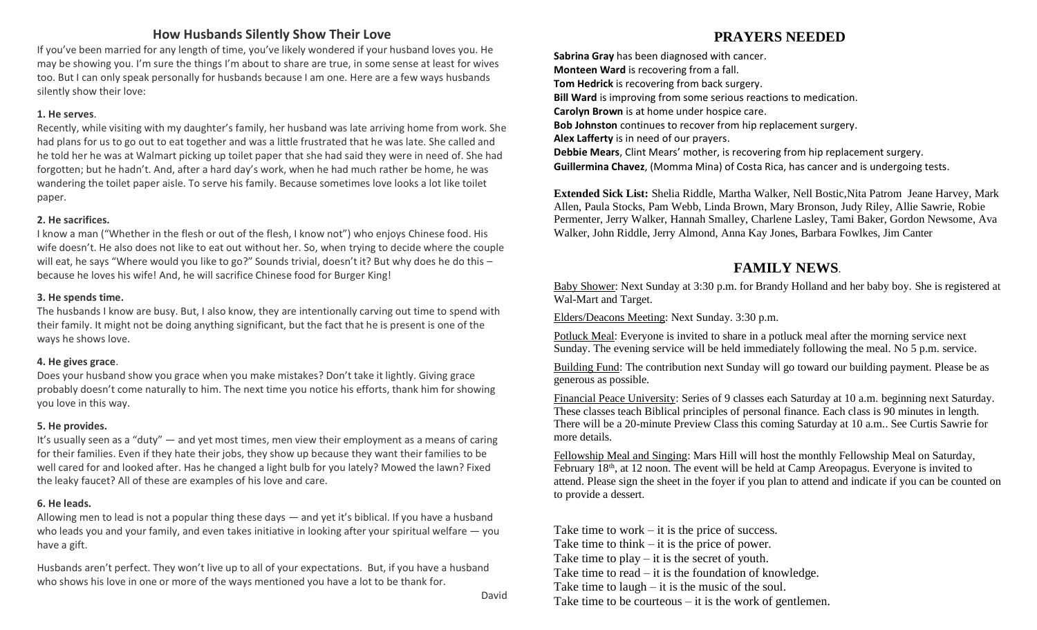## How Husbands Silently Show Their Love

If you've been married for any length of time, you've likely wondered if your husband loves you. He may be showing you. I'm sure the things I'm about to share are true, in some sense at least for wives too. But I can only speak personally for husbands because I am one. Here are a few ways husbands silently show their love:

**1. He serves**.

Recently, while visiting with my daughter's family, her husband was late arriving home from work. She had plans for us to go out to eat together and was a little frustrated that he was late. She called and he told her he was at Walmart picking up toilet paper that she had said they were in need of. She had forgotten; but he hadn't. And, after a hard day's work, when he had much rather be home, he was wandering the toilet paper aisle. To serve his family. Because sometimes love looks a lot like toilet paper.

**2. He sacrifices.**

I know a man ("Whether in the flesh or out of the flesh, I know not") who enjoys Chinese food. His wife doesn't. He also does not like to eat out without her. So, when trying to decide where the couple will eat, he says "Where would you like to go?" Sounds trivial, doesn't it? But why does he do this – because he loves his wife! And, he will sacrifice Chinese food for Burger King!

**3. He spends time.**

The husbands I know are busy. But, I also know, they are intentionally carving out time to spend with their family. It might not be doing anything significant, but the fact that he is present is one of the ways he shows love.

**4. He gives grace**.

Does your husband show you grace when you make mistakes? Don't take it lightly. Giving grace probably doesn't come naturally to him. The next time you notice his efforts, thank him for showing you love in this way.

**5. He provides.**

It's usually seen as a "duty" — and yet most times, men view their employment as a means of caring for their families. Even if they hate their jobs, they show up because they want their families to be well cared for and looked after. Has he changed a light bulb for you lately? Mowed the lawn? Fixed the leaky faucet? All of these are examples of his love and care.

**6. He leads.**

Allowing men to lead is not a popular thing these days — and yet it's biblical. If you have a husband who leads you and your family, and even takes initiative in looking after your spiritual welfare — you have a gift.

Husbands aren't perfect. They won't live up to all of your expectations. But, if you have a husband who shows his love in one or more of the ways mentioned you have a lot to be thank for.

David

## PRAYERS NEEDED

**Sabrina Gray** has been diagnosed with cancer.
**Monteen Ward** is recovering from a fall.
**Tom Hedrick** is recovering from back surgery.
**Bill Ward** is improving from some serious reactions to medication.
**Carolyn Brown** is at home under hospice care.
**Bob Johnston** continues to recover from hip replacement surgery.
**Alex Lafferty** is in need of our prayers.
**Debbie Mears**, Clint Mears' mother, is recovering from hip replacement surgery.
**Guillermina Chavez**, (Momma Mina) of Costa Rica, has cancer and is undergoing tests.

**Extended Sick List:** Shelia Riddle, Martha Walker, Nell Bostic,Nita Patrom Jeane Harvey, Mark Allen, Paula Stocks, Pam Webb, Linda Brown, Mary Bronson, Judy Riley, Allie Sawrie, Robie Permenter, Jerry Walker, Hannah Smalley, Charlene Lasley, Tami Baker, Gordon Newsome, Ava Walker, John Riddle, Jerry Almond, Anna Kay Jones, Barbara Fowlkes, Jim Canter

## FAMILY NEWS.

Baby Shower: Next Sunday at 3:30 p.m. for Brandy Holland and her baby boy. She is registered at Wal-Mart and Target.

Elders/Deacons Meeting: Next Sunday. 3:30 p.m.

Potluck Meal: Everyone is invited to share in a potluck meal after the morning service next Sunday. The evening service will be held immediately following the meal. No 5 p.m. service.

Building Fund: The contribution next Sunday will go toward our building payment. Please be as generous as possible.

Financial Peace University: Series of 9 classes each Saturday at 10 a.m. beginning next Saturday. These classes teach Biblical principles of personal finance. Each class is 90 minutes in length. There will be a 20-minute Preview Class this coming Saturday at 10 a.m.. See Curtis Sawrie for more details.

Fellowship Meal and Singing: Mars Hill will host the monthly Fellowship Meal on Saturday, February 18th, at 12 noon. The event will be held at Camp Areopagus. Everyone is invited to attend. Please sign the sheet in the foyer if you plan to attend and indicate if you can be counted on to provide a dessert.

Take time to work – it is the price of success.
Take time to think – it is the price of power.
Take time to play – it is the secret of youth.
Take time to read – it is the foundation of knowledge.
Take time to laugh – it is the music of the soul.
Take time to be courteous – it is the work of gentlemen.